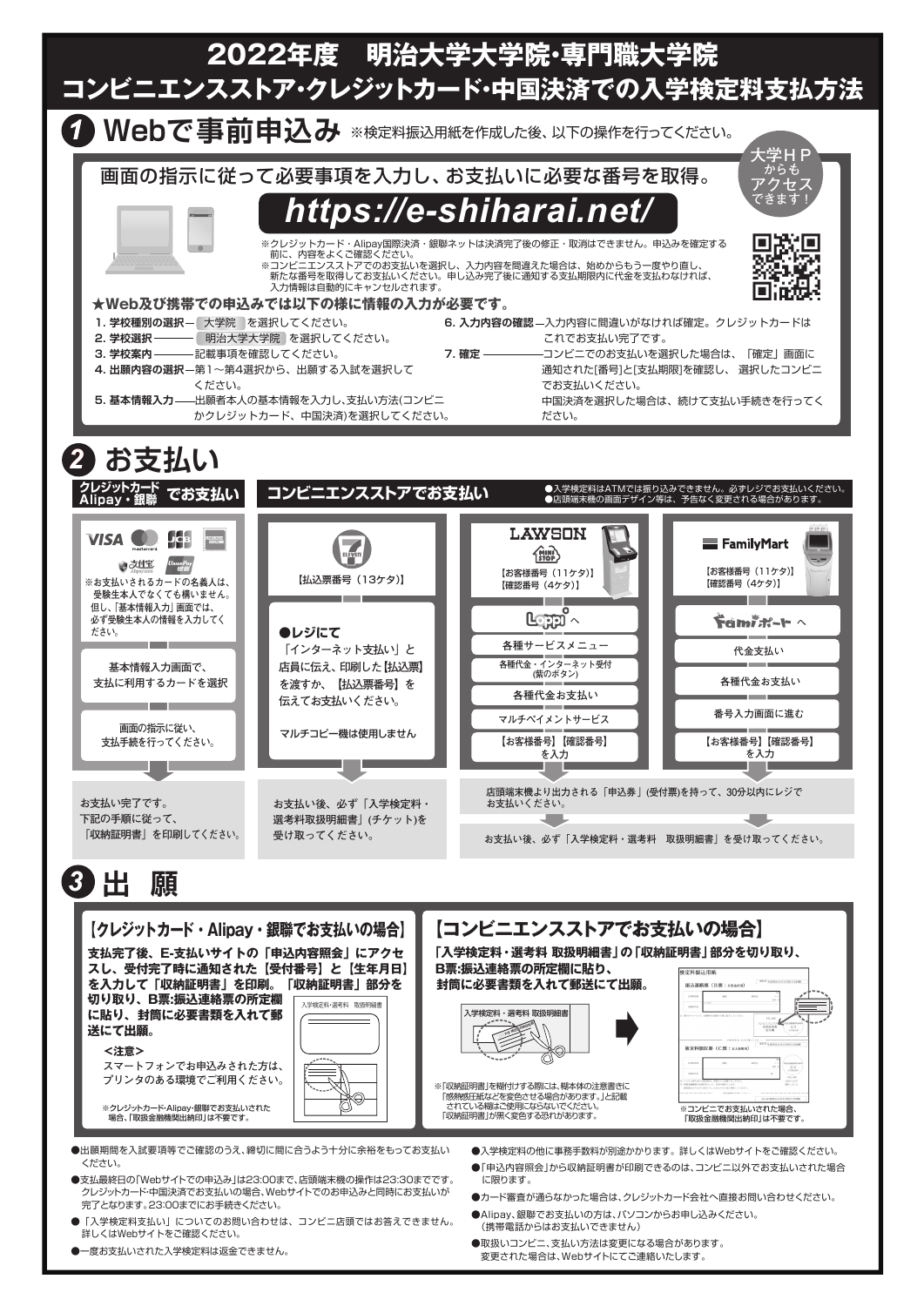# 2022年度　明治大学大学院・専門職大学院
# コンビニエンスストア・クレジットカード・中国決済での入学検定料支払方法

## 1 Webで事前申込み

※検定料振込用紙を作成した後、以下の操作を行ってください。

画面の指示に従って必要事項を入力し、お支払いに必要な番号を取得。

**https://e-shiharai.net/**

大学HPからもアクセスできます！

※クレジットカード・Alipay国際決済・銀聯ネットは決済完了後の修正・取消はできません。申込みを確定する前に、内容をよくご確認ください。
※コンビニエンスストアでのお支払いを選択し、入力内容を間違えた場合は、始めからもう一度やり直し、新たな番号を取得してお支払いください。申し込み完了後に通知する支払期限内に代金を支払わなければ、入力情報は自動的にキャンセルされます。

**★Web及び携帯での申込みでは以下の様に情報の入力が必要です。**

1. **学校種別の選択**ー 大学院 を選択してください。
2. **学校選択**ー 明治大学大学院 を選択してください。
3. **学校案内**ー記載事項を確認してください。
4. **出願内容の選択**ー第1〜第4選択から、出願する入試を選択してください。
5. **基本情報入力**ー出願者本人の基本情報を入力し、支払い方法(コンビニかクレジットカード、中国決済)を選択してください。
6. **入力内容の確認**ー入力内容に間違いがなければ確定。クレジットカードはこれでお支払い完了です。
7. **確定**ーコンビニでのお支払いを選択した場合は、「確定」画面に通知された[番号]と[支払期限]を確認し、選択したコンビニでお支払いください。中国決済を選択した場合は、続けて支払い手続きを行ってください。

## 2 お支払い

### クレジットカード Alipay・銀聯 でお支払い

VISA / mastercard / JCB / AMERICAN EXPRESS / Alipay / UnionPay 銀聯

※お支払いされるカードの名義人は、受験生本人でなくても構いません。但し、「基本情報入力」画面では、必ず受験生本人の情報を入力してください。

↓ 基本情報入力画面で、支払に利用するカードを選択

↓ 画面の指示に従い、支払手続を行ってください。

お支払い完了です。下記の手順に従って、「収納証明書」を印刷してください。

### コンビニエンスストアでお支払い

●入学検定料はATMでは振り込みできません。必ずレジでお支払いください。
●店頭端末機の画面デザイン等は、予告なく変更される場合があります。

#### セブン-イレブン

【払込票番号（13ケタ）】

**●レジにて**
「インターネット支払い」と店員に伝え、印刷した【払込票】を渡すか、【払込票番号】を伝えてお支払いください。

マルチコピー機は使用しません

お支払い後、必ず「入学検定料・選考料取扱明細書」(チケット)を受け取ってください。

#### LAWSON / MINISTOP

【お客様番号（11ケタ）】
【確認番号（4ケタ）】

Loppiへ → 各種サービスメニュー → 各種代金・インターネット受付(紫のボタン) → 各種代金お支払い → マルチペイメントサービス → 【お客様番号】【確認番号】を入力

#### FamilyMart

【お客様番号（11ケタ）】
【確認番号（4ケタ）】

Famiポートへ → 代金支払い → 各種代金お支払い → 番号入力画面に進む → 【お客様番号】【確認番号】を入力

（LAWSON・MINISTOP・FamilyMart共通）
店頭端末機より出力される「申込券」(受付票)を持って、30分以内にレジでお支払いください。

お支払い後、必ず「入学検定料・選考料　取扱明細書」を受け取ってください。

## 3 出　願

### 【クレジットカード・Alipay・銀聯でお支払いの場合】

**支払完了後、E-支払いサイトの「申込内容照会」にアクセスし、受付完了時に通知された【受付番号】と【生年月日】を入力して「収納証明書」を印刷。「収納証明書」部分を切り取り、B票:振込連絡票の所定欄に貼り、封筒に必要書類を入れて郵送にて出願。**

**<注意>**
スマートフォンでお申込みされた方は、プリンタのある環境でご利用ください。

※クレジットカード・Alipay・銀聯でお支払いされた場合、「取扱金融機関出納印」は不要です。

### 【コンビニエンスストアでお支払いの場合】

**「入学検定料・選考料 取扱明細書」の「収納証明書」部分を切り取り、B票:振込連絡票の所定欄に貼り、封筒に必要書類を入れて郵送にて出願。**

※「収納証明書」を糊付けする際には、糊本体の注意書きに「感熱紙圧紙などを変色させる場合があります。」と記載されている糊はご使用にならないでください。「収納証明書」が黒く変色する恐れがあります。

※コンビニでお支払いされた場合、「取扱金融機関出納印」は不要です。

---

- 出願期間を入試要項等でご確認のうえ、締切に間に合うよう十分に余裕をもってお支払いください。
- 支払最終日の「Webサイトでの申込み」は23:00まで、店頭端末機の操作は23:30までです。クレジットカード・中国決済でお支払いの場合、Webサイトでのお申込みと同時にお支払いが完了となります。23:00までにお手続きください。
- 「入学検定料支払い」についてのお問い合わせは、コンビニ店頭ではお答えできません。詳しくはWebサイトをご確認ください。
- 一度お支払いされた入学検定料は返金できません。
- 入学検定料の他に事務手数料が別途かかります。詳しくはWebサイトをご確認ください。
- 「申込内容照会」から収納証明書が印刷できるのは、コンビニ以外でお支払いされた場合に限ります。
- カード審査が通らなかった場合は、クレジットカード会社へ直接お問い合わせください。
- Alipay、銀聯でお支払いの方は、パソコンからお申し込みください。（携帯電話からはお支払いできません）
- 取扱いコンビニ、支払い方法は変更になる場合があります。変更された場合は、Webサイトにてご連絡いたします。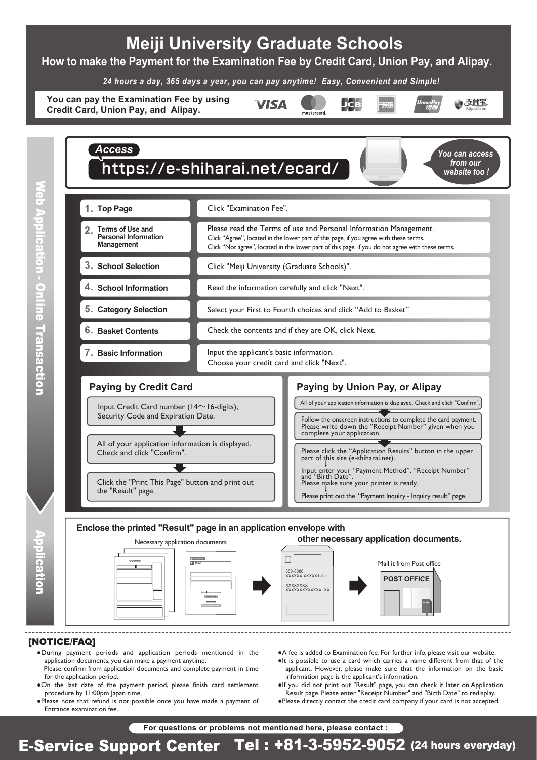# Meiji University Graduate Schools

## How to make the Payment for the Examination Fee by Credit Card, Union Pay, and Alipay.

*24 hours a day, 365 days a year, you can pay anytime! Easy, Convenient and Simple!*

**You can pay the Examination Fee by using Credit Card, Union Pay, and Alipay.**

VISA / mastercard / JCB / AMERICAN EXPRESS / UnionPay 银联 / 支付宝 Alipay.com

### Web Application - Online Transaction

***Access***

**https://e-shiharai.net/ecard/**

*You can access from our website too !*

| | |
|---|---|
| **1. Top Page** | Click "Examination Fee". |
| **2. Terms of Use and Personal Information Management** | Please read the Terms of use and Personal Information Management. Click "Agree", located in the lower part of this page, if you agree with these terms. Click "Not agree", located in the lower part of this page, if you do not agree with these terms. |
| **3. School Selection** | Click "Meiji University (Graduate Schools)". |
| **4. School Information** | Read the information carefully and click "Next". |
| **5. Category Selection** | Select your First to Fourth choices and click "Add to Basket" |
| **6. Basket Contents** | Check the contents and if they are OK, click Next. |
| **7. Basic Information** | Input the applicant's basic information. Choose your credit card and click "Next". |

#### Paying by Credit Card

1. Input Credit Card number (14～16-digits), Security Code and Expiration Date.
2. All of your application information is displayed. Check and click "Confirm".
3. Click the "Print This Page" button and print out the "Result" page.

#### Paying by Union Pay, or Alipay

1. All of your application information is displayed. Check and click "Confirm".
2. Follow the onscreen instructions to complete the card payment. Please write down the "Receipt Number" given when you complete your application.
3. Please click the "Application Results" button in the upper part of this site (e-shiharai.net).
   Input enter your "Payment Method", "Receipt Number" and "Birth Date". Please make sure your printer is ready.
   Please print out the "Payment Inquiry - Inquiry result" page.

### Application

**Enclose the printed "Result" page in an application envelope with other necessary application documents.**

Necessary application documents

Mail it from Post office

POST OFFICE

---

## [NOTICE/FAQ]

- During payment periods and application periods mentioned in the application documents, you can make a payment anytime. Please confirm from application documents and complete payment in time for the application period.
- On the last date of the payment period, please finish card settlement procedure by 11:00pm Japan time.
- Please note that refund is not possible once you have made a payment of Entrance examination fee.
- A fee is added to Examination fee. For further info, please visit our website.
- It is possible to use a card which carries a name different from that of the applicant. However, please make sure that the information on the basic information page is the applicant's information.
- If you did not print out "Result" page, you can check it later on Application Result page. Please enter "Receipt Number" and "Birth Date" to redisplay.
- Please directly contact the credit card company if your card is not accepted.

**For questions or problems not mentioned here, please contact :**

**E-Service Support Center Tel : +81-3-5952-9052 (24 hours everyday)**